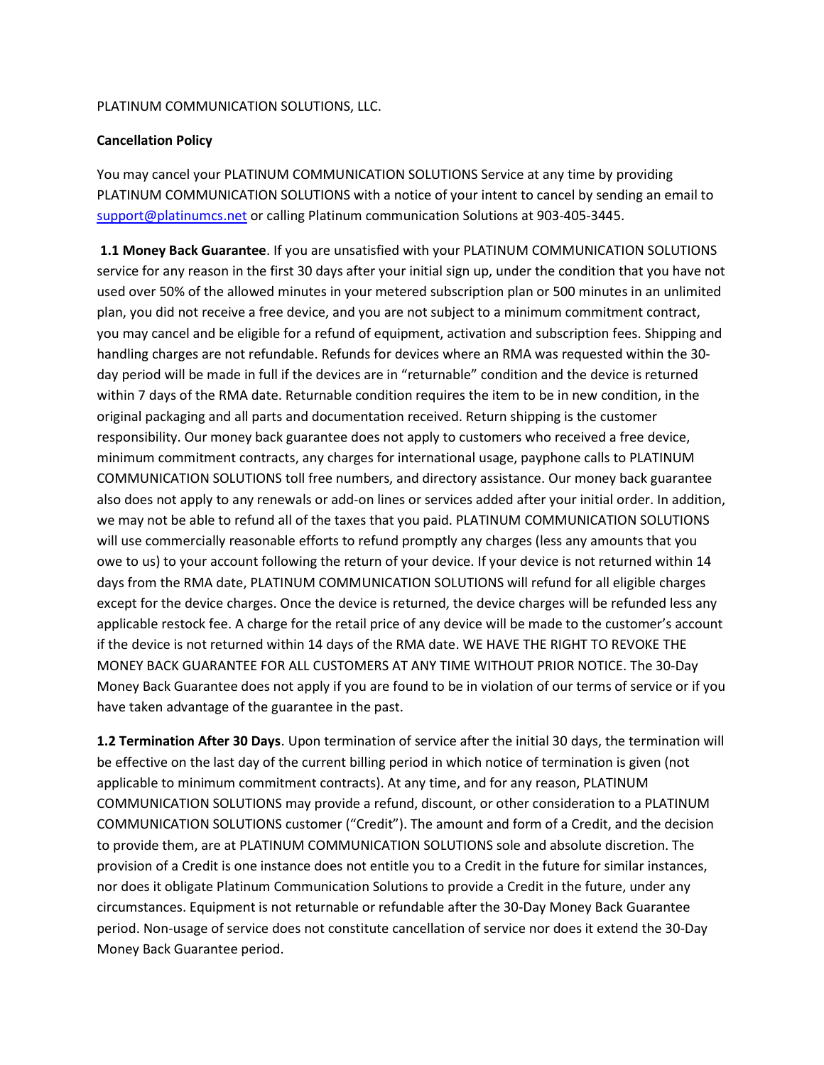PLATINUM COMMUNICATION SOLUTIONS, LLC.

**Cancellation Policy**

You may cancel your PLATINUM COMMUNICATION SOLUTIONS Service at any time by providing PLATINUM COMMUNICATION SOLUTIONS with a notice of your intent to cancel by sending an email to support@platinumcs.net or calling Platinum communication Solutions at 903-405-3445.

**1.1 Money Back Guarantee**. If you are unsatisfied with your PLATINUM COMMUNICATION SOLUTIONS service for any reason in the first 30 days after your initial sign up, under the condition that you have not used over 50% of the allowed minutes in your metered subscription plan or 500 minutes in an unlimited plan, you did not receive a free device, and you are not subject to a minimum commitment contract, you may cancel and be eligible for a refund of equipment, activation and subscription fees. Shipping and handling charges are not refundable. Refunds for devices where an RMA was requested within the 30-day period will be made in full if the devices are in "returnable" condition and the device is returned within 7 days of the RMA date. Returnable condition requires the item to be in new condition, in the original packaging and all parts and documentation received. Return shipping is the customer responsibility. Our money back guarantee does not apply to customers who received a free device, minimum commitment contracts, any charges for international usage, payphone calls to PLATINUM COMMUNICATION SOLUTIONS toll free numbers, and directory assistance. Our money back guarantee also does not apply to any renewals or add-on lines or services added after your initial order. In addition, we may not be able to refund all of the taxes that you paid. PLATINUM COMMUNICATION SOLUTIONS will use commercially reasonable efforts to refund promptly any charges (less any amounts that you owe to us) to your account following the return of your device. If your device is not returned within 14 days from the RMA date, PLATINUM COMMUNICATION SOLUTIONS will refund for all eligible charges except for the device charges. Once the device is returned, the device charges will be refunded less any applicable restock fee. A charge for the retail price of any device will be made to the customer's account if the device is not returned within 14 days of the RMA date. WE HAVE THE RIGHT TO REVOKE THE MONEY BACK GUARANTEE FOR ALL CUSTOMERS AT ANY TIME WITHOUT PRIOR NOTICE. The 30-Day Money Back Guarantee does not apply if you are found to be in violation of our terms of service or if you have taken advantage of the guarantee in the past.

**1.2 Termination After 30 Days**. Upon termination of service after the initial 30 days, the termination will be effective on the last day of the current billing period in which notice of termination is given (not applicable to minimum commitment contracts). At any time, and for any reason, PLATINUM COMMUNICATION SOLUTIONS may provide a refund, discount, or other consideration to a PLATINUM COMMUNICATION SOLUTIONS customer ("Credit"). The amount and form of a Credit, and the decision to provide them, are at PLATINUM COMMUNICATION SOLUTIONS sole and absolute discretion. The provision of a Credit is one instance does not entitle you to a Credit in the future for similar instances, nor does it obligate Platinum Communication Solutions to provide a Credit in the future, under any circumstances. Equipment is not returnable or refundable after the 30-Day Money Back Guarantee period. Non-usage of service does not constitute cancellation of service nor does it extend the 30-Day Money Back Guarantee period.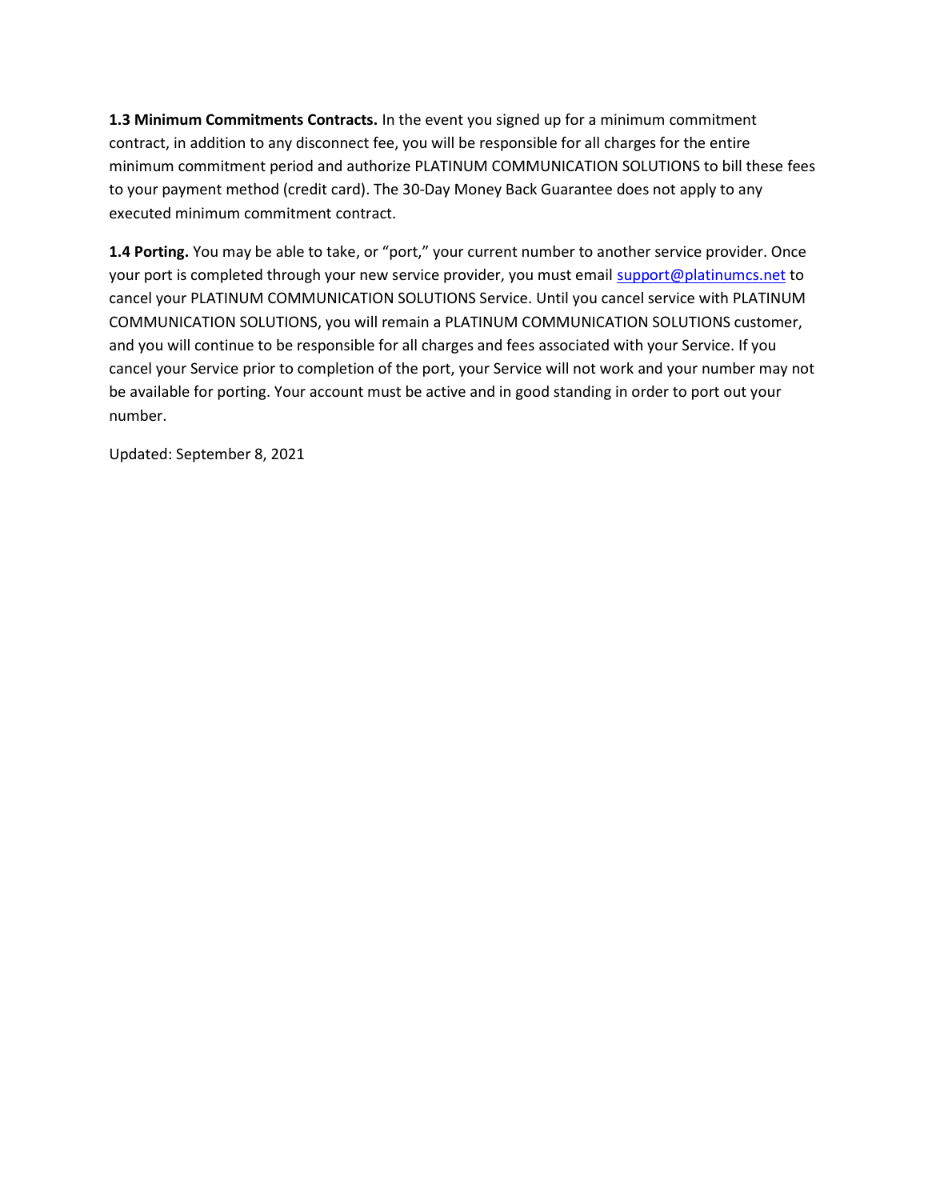**1.3 Minimum Commitments Contracts.** In the event you signed up for a minimum commitment contract, in addition to any disconnect fee, you will be responsible for all charges for the entire minimum commitment period and authorize PLATINUM COMMUNICATION SOLUTIONS to bill these fees to your payment method (credit card). The 30-Day Money Back Guarantee does not apply to any executed minimum commitment contract.

**1.4 Porting.** You may be able to take, or "port," your current number to another service provider. Once your port is completed through your new service provider, you must email [support@platinumcs.net](mailto:support@platinumcs.net) to cancel your PLATINUM COMMUNICATION SOLUTIONS Service. Until you cancel service with PLATINUM COMMUNICATION SOLUTIONS, you will remain a PLATINUM COMMUNICATION SOLUTIONS customer, and you will continue to be responsible for all charges and fees associated with your Service. If you cancel your Service prior to completion of the port, your Service will not work and your number may not be available for porting. Your account must be active and in good standing in order to port out your number.

Updated: September 8, 2021